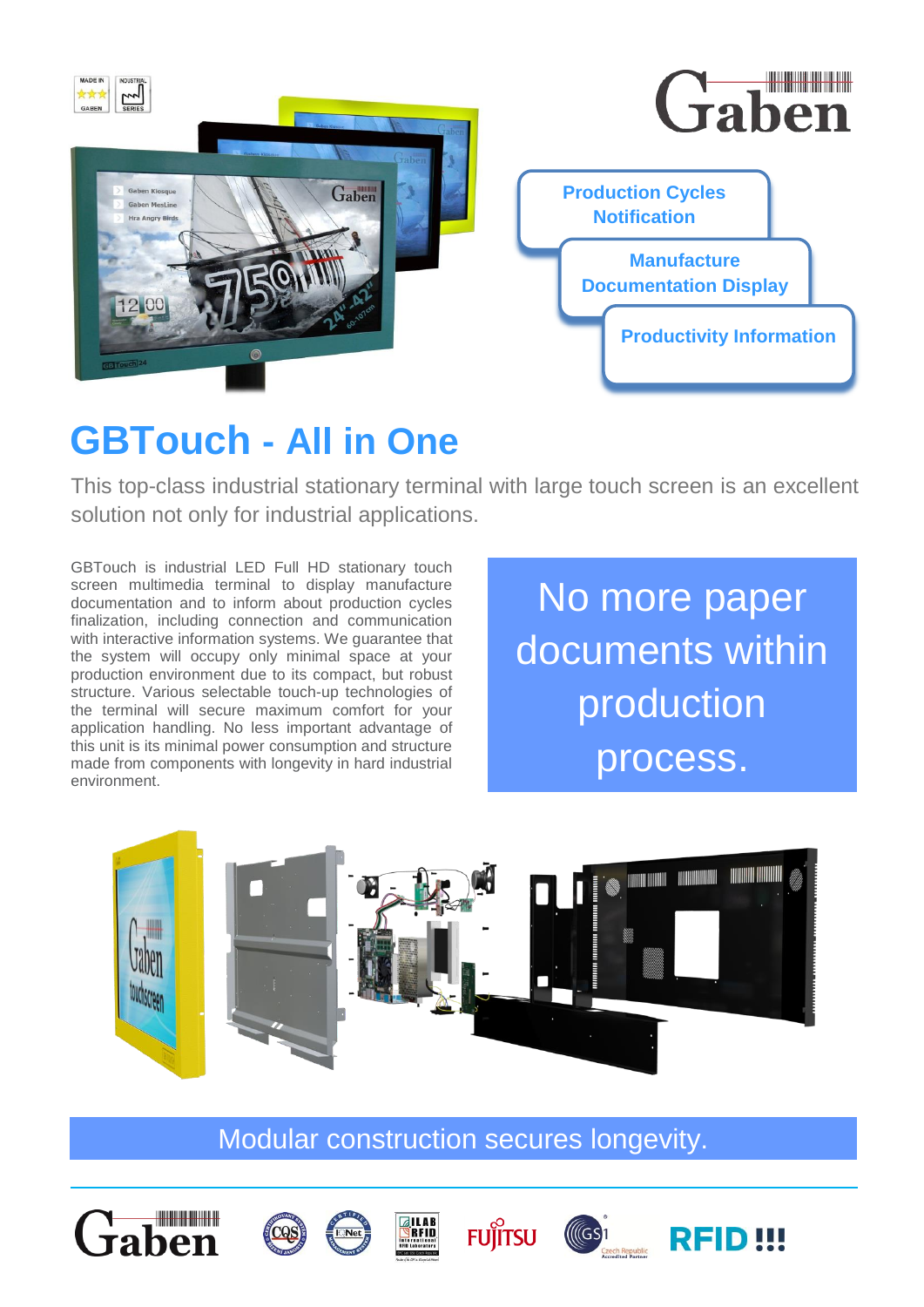Production Cycles Notification

Manufacture Documentation Display

Productivity Information

# GBTouch - All in One

This top-class industrial stationary terminal with large touch screen is an excellent solution not only for industrial applications.

GBTouch is industrial LED Full HD stationary touch screen multimedia terminal to display manufacture documentation and to inform about production cycles finalization, including connection and communication with interactive information systems. We guarantee that the system will occupy only minimal space at your production environment due to its compact, but robust structure. Various selectable touch-up technologies of the terminal will secure maximum comfort for your application handling. No less important advantage of this unit is its minimal power consumption and structure made from components with longevity in hard industrial environment.

No more paper documents within production process.

Modular construction secures longevity.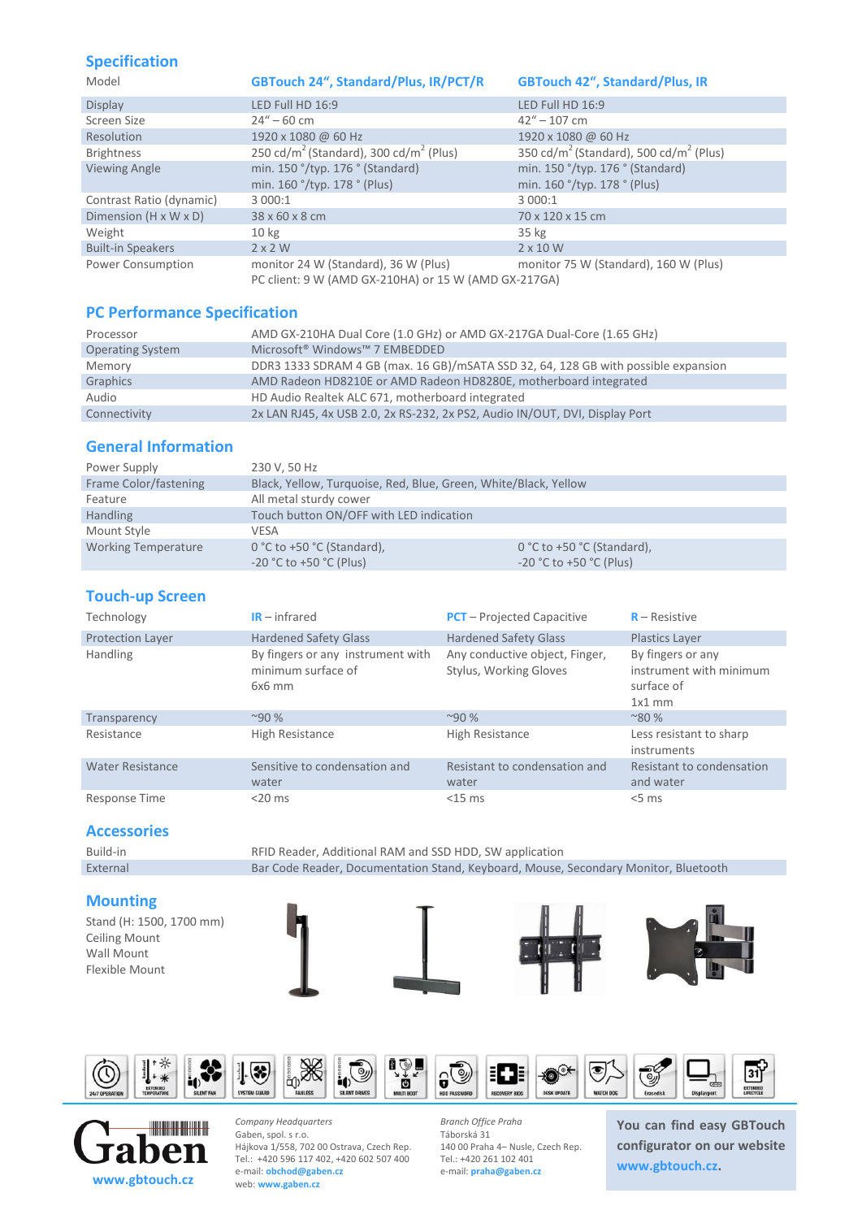## Specification

| Model | GBTouch 24", Standard/Plus, IR/PCT/R | GBTouch 42", Standard/Plus, IR |
| --- | --- | --- |
| Display | LED Full HD 16:9 | LED Full HD 16:9 |
| Screen Size | 24" – 60 cm | 42" – 107 cm |
| Resolution | 1920 x 1080 @ 60 Hz | 1920 x 1080 @ 60 Hz |
| Brightness | 250 cd/$m^2$ (Standard), 300 cd/$m^2$ (Plus) | 350 cd/$m^2$ (Standard), 500 cd/$m^2$ (Plus) |
| Viewing Angle | min. 150 °/typ. 176 ° (Standard) min. 160 °/typ. 178 ° (Plus) | min. 150 °/typ. 176 ° (Standard) min. 160 °/typ. 178 ° (Plus) |
| Contrast Ratio (dynamic) | 3 000:1 | 3 000:1 |
| Dimension (H x W x D) | 38 x 60 x 8 cm | 70 x 120 x 15 cm |
| Weight | 10 kg | 35 kg |
| Built-in Speakers | 2 x 2 W | 2 x 10 W |
| Power Consumption | monitor 24 W (Standard), 36 W (Plus) | monitor 75 W (Standard), 160 W (Plus) |
| | PC client: 9 W (AMD GX-210HA) or 15 W (AMD GX-217GA) | |

## PC Performance Specification

| | |
| --- | --- |
| Processor | AMD GX-210HA Dual Core (1.0 GHz) or AMD GX-217GA Dual-Core (1.65 GHz) |
| Operating System | Microsoft® Windows™ 7 EMBEDDED |
| Memory | DDR3 1333 SDRAM 4 GB (max. 16 GB)/mSATA SSD 32, 64, 128 GB with possible expansion |
| Graphics | AMD Radeon HD8210E or AMD Radeon HD8280E, motherboard integrated |
| Audio | HD Audio Realtek ALC 671, motherboard integrated |
| Connectivity | 2x LAN RJ45, 4x USB 2.0, 2x RS-232, 2x PS2, Audio IN/OUT, DVI, Display Port |

## General Information

| | | |
| --- | --- | --- |
| Power Supply | 230 V, 50 Hz | |
| Frame Color/fastening | Black, Yellow, Turquoise, Red, Blue, Green, White/Black, Yellow | |
| Feature | All metal sturdy cower | |
| Handling | Touch button ON/OFF with LED indication | |
| Mount Style | VESA | |
| Working Temperature | 0 °C to +50 °C (Standard), -20 °C to +50 °C (Plus) | 0 °C to +50 °C (Standard), -20 °C to +50 °C (Plus) |

## Touch-up Screen

| Technology | IR – infrared | PCT – Projected Capacitive | R – Resistive |
| --- | --- | --- | --- |
| Protection Layer | Hardened Safety Glass | Hardened Safety Glass | Plastics Layer |
| Handling | By fingers or any instrument with minimum surface of 6x6 mm | Any conductive object, Finger, Stylus, Working Gloves | By fingers or any instrument with minimum surface of 1x1 mm |
| Transparency | ~90 % | ~90 % | ~80 % |
| Resistance | High Resistance | High Resistance | Less resistant to sharp instruments |
| Water Resistance | Sensitive to condensation and water | Resistant to condensation and water | Resistant to condensation and water |
| Response Time | <20 ms | <15 ms | <5 ms |

## Accessories

| | |
| --- | --- |
| Build-in | RFID Reader, Additional RAM and SSD HDD, SW application |
| External | Bar Code Reader, Documentation Stand, Keyboard, Mouse, Secondary Monitor, Bluetooth |

## Mounting

Stand (H: 1500, 1700 mm)
Ceiling Mount
Wall Mount
Flexible Mount

24/7 OPERATION · EXTENDED TEMPERATURE · SILENT FAN · SYSTEM GUARD · FANLESS · SILENT DRIVES · MULTI BOOT · HDD PASSWORD · RECOVERY BIOS · DESK UPDATE · WATCH DOG · Erasedisk · Displayport · EXTENDED LIFECYCLE

Gaben
www.gbtouch.cz

*Company Headquarters*
Gaben, spol. s r.o.
Hájkova 1/558, 702 00 Ostrava, Czech Rep.
Tel.: +420 596 117 402, +420 602 507 400
e-mail: obchod@gaben.cz
web: www.gaben.cz

*Branch Office Praha*
Táborská 31
140 00 Praha 4– Nusle, Czech Rep.
Tel.: +420 261 102 401
e-mail: praha@gaben.cz

**You can find easy GBTouch configurator on our website www.gbtouch.cz.**